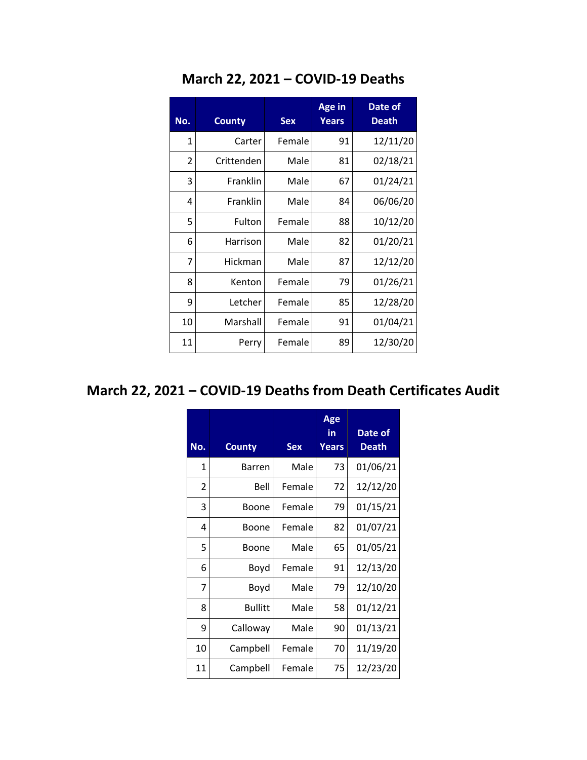## March 22, 2021 – COVID-19 Deaths

| No. | County | Sex | Age in Years | Date of Death |
|---|---|---|---|---|
| 1 | Carter | Female | 91 | 12/11/20 |
| 2 | Crittenden | Male | 81 | 02/18/21 |
| 3 | Franklin | Male | 67 | 01/24/21 |
| 4 | Franklin | Male | 84 | 06/06/20 |
| 5 | Fulton | Female | 88 | 10/12/20 |
| 6 | Harrison | Male | 82 | 01/20/21 |
| 7 | Hickman | Male | 87 | 12/12/20 |
| 8 | Kenton | Female | 79 | 01/26/21 |
| 9 | Letcher | Female | 85 | 12/28/20 |
| 10 | Marshall | Female | 91 | 01/04/21 |
| 11 | Perry | Female | 89 | 12/30/20 |

## March 22, 2021 – COVID-19 Deaths from Death Certificates Audit

| No. | County | Sex | Age in Years | Date of Death |
|---|---|---|---|---|
| 1 | Barren | Male | 73 | 01/06/21 |
| 2 | Bell | Female | 72 | 12/12/20 |
| 3 | Boone | Female | 79 | 01/15/21 |
| 4 | Boone | Female | 82 | 01/07/21 |
| 5 | Boone | Male | 65 | 01/05/21 |
| 6 | Boyd | Female | 91 | 12/13/20 |
| 7 | Boyd | Male | 79 | 12/10/20 |
| 8 | Bullitt | Male | 58 | 01/12/21 |
| 9 | Calloway | Male | 90 | 01/13/21 |
| 10 | Campbell | Female | 70 | 11/19/20 |
| 11 | Campbell | Female | 75 | 12/23/20 |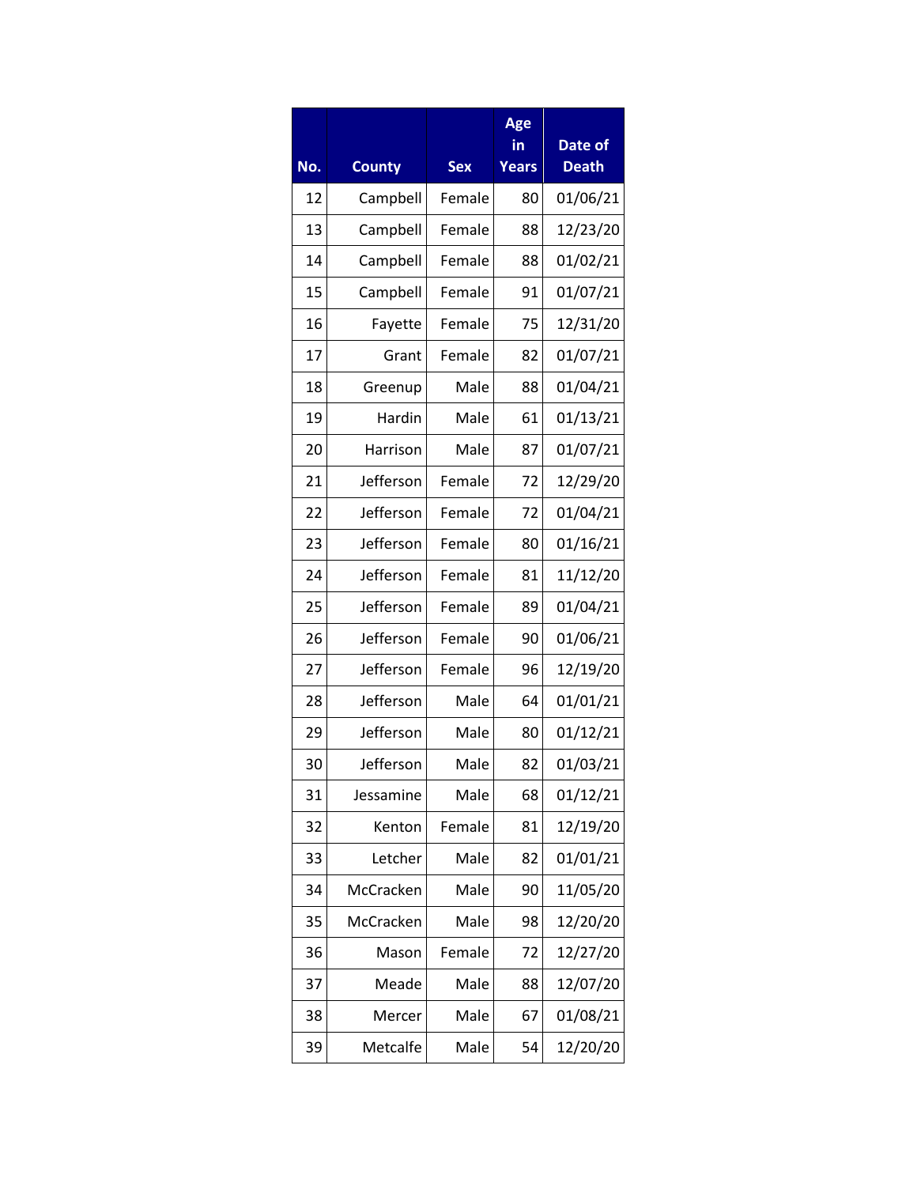| No. | County | Sex | Age in Years | Date of Death |
|---|---|---|---|---|
| 12 | Campbell | Female | 80 | 01/06/21 |
| 13 | Campbell | Female | 88 | 12/23/20 |
| 14 | Campbell | Female | 88 | 01/02/21 |
| 15 | Campbell | Female | 91 | 01/07/21 |
| 16 | Fayette | Female | 75 | 12/31/20 |
| 17 | Grant | Female | 82 | 01/07/21 |
| 18 | Greenup | Male | 88 | 01/04/21 |
| 19 | Hardin | Male | 61 | 01/13/21 |
| 20 | Harrison | Male | 87 | 01/07/21 |
| 21 | Jefferson | Female | 72 | 12/29/20 |
| 22 | Jefferson | Female | 72 | 01/04/21 |
| 23 | Jefferson | Female | 80 | 01/16/21 |
| 24 | Jefferson | Female | 81 | 11/12/20 |
| 25 | Jefferson | Female | 89 | 01/04/21 |
| 26 | Jefferson | Female | 90 | 01/06/21 |
| 27 | Jefferson | Female | 96 | 12/19/20 |
| 28 | Jefferson | Male | 64 | 01/01/21 |
| 29 | Jefferson | Male | 80 | 01/12/21 |
| 30 | Jefferson | Male | 82 | 01/03/21 |
| 31 | Jessamine | Male | 68 | 01/12/21 |
| 32 | Kenton | Female | 81 | 12/19/20 |
| 33 | Letcher | Male | 82 | 01/01/21 |
| 34 | McCracken | Male | 90 | 11/05/20 |
| 35 | McCracken | Male | 98 | 12/20/20 |
| 36 | Mason | Female | 72 | 12/27/20 |
| 37 | Meade | Male | 88 | 12/07/20 |
| 38 | Mercer | Male | 67 | 01/08/21 |
| 39 | Metcalfe | Male | 54 | 12/20/20 |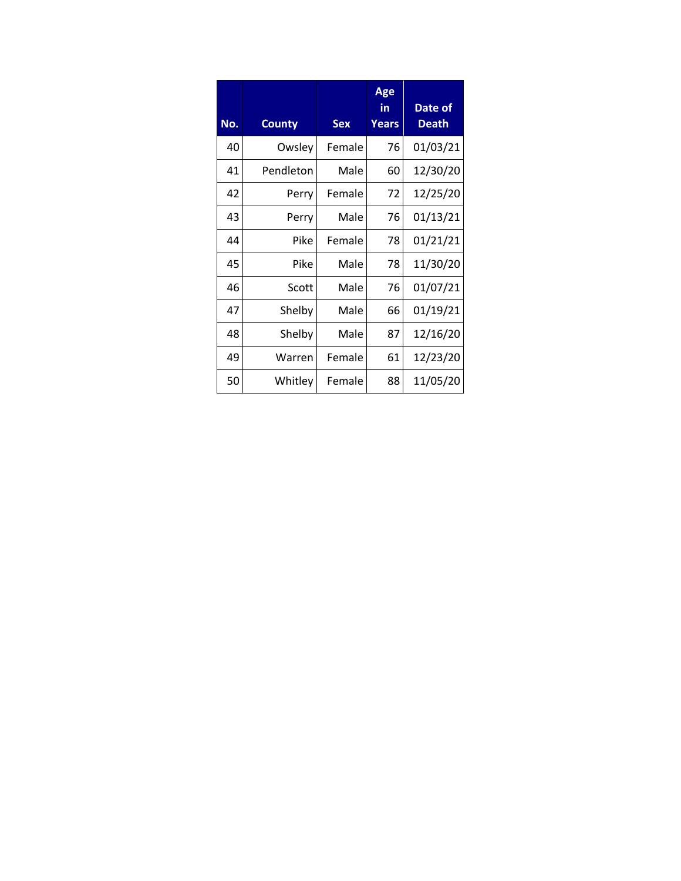| No. | County | Sex | Age in Years | Date of Death |
| --- | --- | --- | --- | --- |
| 40 | Owsley | Female | 76 | 01/03/21 |
| 41 | Pendleton | Male | 60 | 12/30/20 |
| 42 | Perry | Female | 72 | 12/25/20 |
| 43 | Perry | Male | 76 | 01/13/21 |
| 44 | Pike | Female | 78 | 01/21/21 |
| 45 | Pike | Male | 78 | 11/30/20 |
| 46 | Scott | Male | 76 | 01/07/21 |
| 47 | Shelby | Male | 66 | 01/19/21 |
| 48 | Shelby | Male | 87 | 12/16/20 |
| 49 | Warren | Female | 61 | 12/23/20 |
| 50 | Whitley | Female | 88 | 11/05/20 |